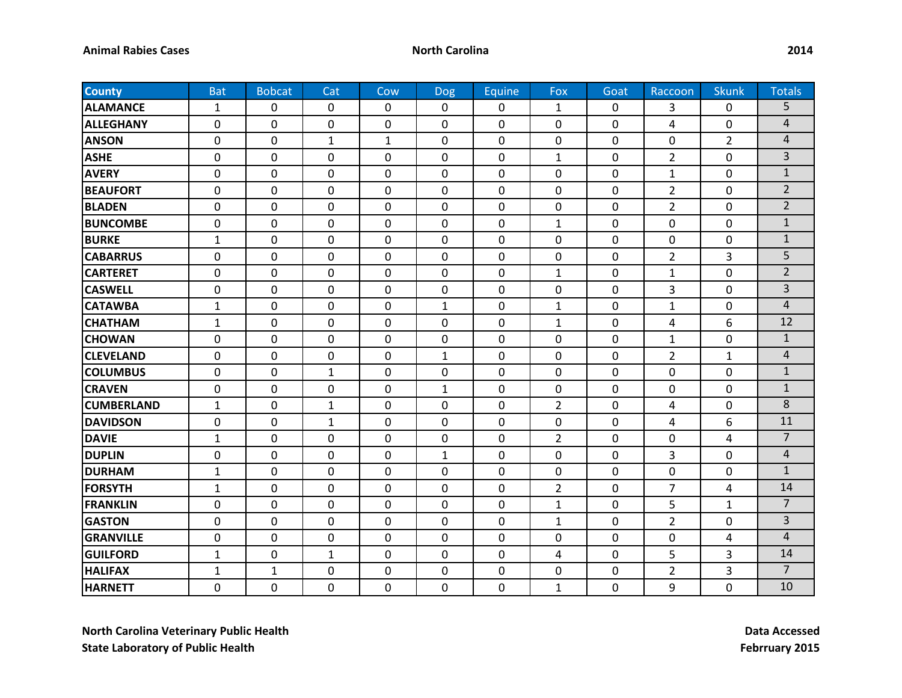**Animal Rabies Cases** **North Carolina** **2014**

| County | Bat | Bobcat | Cat | Cow | Dog | Equine | Fox | Goat | Raccoon | Skunk | Totals |
|---|---|---|---|---|---|---|---|---|---|---|---|
| ALAMANCE | 1 | 0 | 0 | 0 | 0 | 0 | 1 | 0 | 3 | 0 | 5 |
| ALLEGHANY | 0 | 0 | 0 | 0 | 0 | 0 | 0 | 0 | 4 | 0 | 4 |
| ANSON | 0 | 0 | 1 | 1 | 0 | 0 | 0 | 0 | 0 | 2 | 4 |
| ASHE | 0 | 0 | 0 | 0 | 0 | 0 | 1 | 0 | 2 | 0 | 3 |
| AVERY | 0 | 0 | 0 | 0 | 0 | 0 | 0 | 0 | 1 | 0 | 1 |
| BEAUFORT | 0 | 0 | 0 | 0 | 0 | 0 | 0 | 0 | 2 | 0 | 2 |
| BLADEN | 0 | 0 | 0 | 0 | 0 | 0 | 0 | 0 | 2 | 0 | 2 |
| BUNCOMBE | 0 | 0 | 0 | 0 | 0 | 0 | 1 | 0 | 0 | 0 | 1 |
| BURKE | 1 | 0 | 0 | 0 | 0 | 0 | 0 | 0 | 0 | 0 | 1 |
| CABARRUS | 0 | 0 | 0 | 0 | 0 | 0 | 0 | 0 | 2 | 3 | 5 |
| CARTERET | 0 | 0 | 0 | 0 | 0 | 0 | 1 | 0 | 1 | 0 | 2 |
| CASWELL | 0 | 0 | 0 | 0 | 0 | 0 | 0 | 0 | 3 | 0 | 3 |
| CATAWBA | 1 | 0 | 0 | 0 | 1 | 0 | 1 | 0 | 1 | 0 | 4 |
| CHATHAM | 1 | 0 | 0 | 0 | 0 | 0 | 1 | 0 | 4 | 6 | 12 |
| CHOWAN | 0 | 0 | 0 | 0 | 0 | 0 | 0 | 0 | 1 | 0 | 1 |
| CLEVELAND | 0 | 0 | 0 | 0 | 1 | 0 | 0 | 0 | 2 | 1 | 4 |
| COLUMBUS | 0 | 0 | 1 | 0 | 0 | 0 | 0 | 0 | 0 | 0 | 1 |
| CRAVEN | 0 | 0 | 0 | 0 | 1 | 0 | 0 | 0 | 0 | 0 | 1 |
| CUMBERLAND | 1 | 0 | 1 | 0 | 0 | 0 | 2 | 0 | 4 | 0 | 8 |
| DAVIDSON | 0 | 0 | 1 | 0 | 0 | 0 | 0 | 0 | 4 | 6 | 11 |
| DAVIE | 1 | 0 | 0 | 0 | 0 | 0 | 2 | 0 | 0 | 4 | 7 |
| DUPLIN | 0 | 0 | 0 | 0 | 1 | 0 | 0 | 0 | 3 | 0 | 4 |
| DURHAM | 1 | 0 | 0 | 0 | 0 | 0 | 0 | 0 | 0 | 0 | 1 |
| FORSYTH | 1 | 0 | 0 | 0 | 0 | 0 | 2 | 0 | 7 | 4 | 14 |
| FRANKLIN | 0 | 0 | 0 | 0 | 0 | 0 | 1 | 0 | 5 | 1 | 7 |
| GASTON | 0 | 0 | 0 | 0 | 0 | 0 | 1 | 0 | 2 | 0 | 3 |
| GRANVILLE | 0 | 0 | 0 | 0 | 0 | 0 | 0 | 0 | 0 | 4 | 4 |
| GUILFORD | 1 | 0 | 1 | 0 | 0 | 0 | 4 | 0 | 5 | 3 | 14 |
| HALIFAX | 1 | 1 | 0 | 0 | 0 | 0 | 0 | 0 | 2 | 3 | 7 |
| HARNETT | 0 | 0 | 0 | 0 | 0 | 0 | 1 | 0 | 9 | 0 | 10 |

**North Carolina Veterinary Public Health**
**State Laboratory of Public Health**

**Data Accessed**
**Febrruary 2015**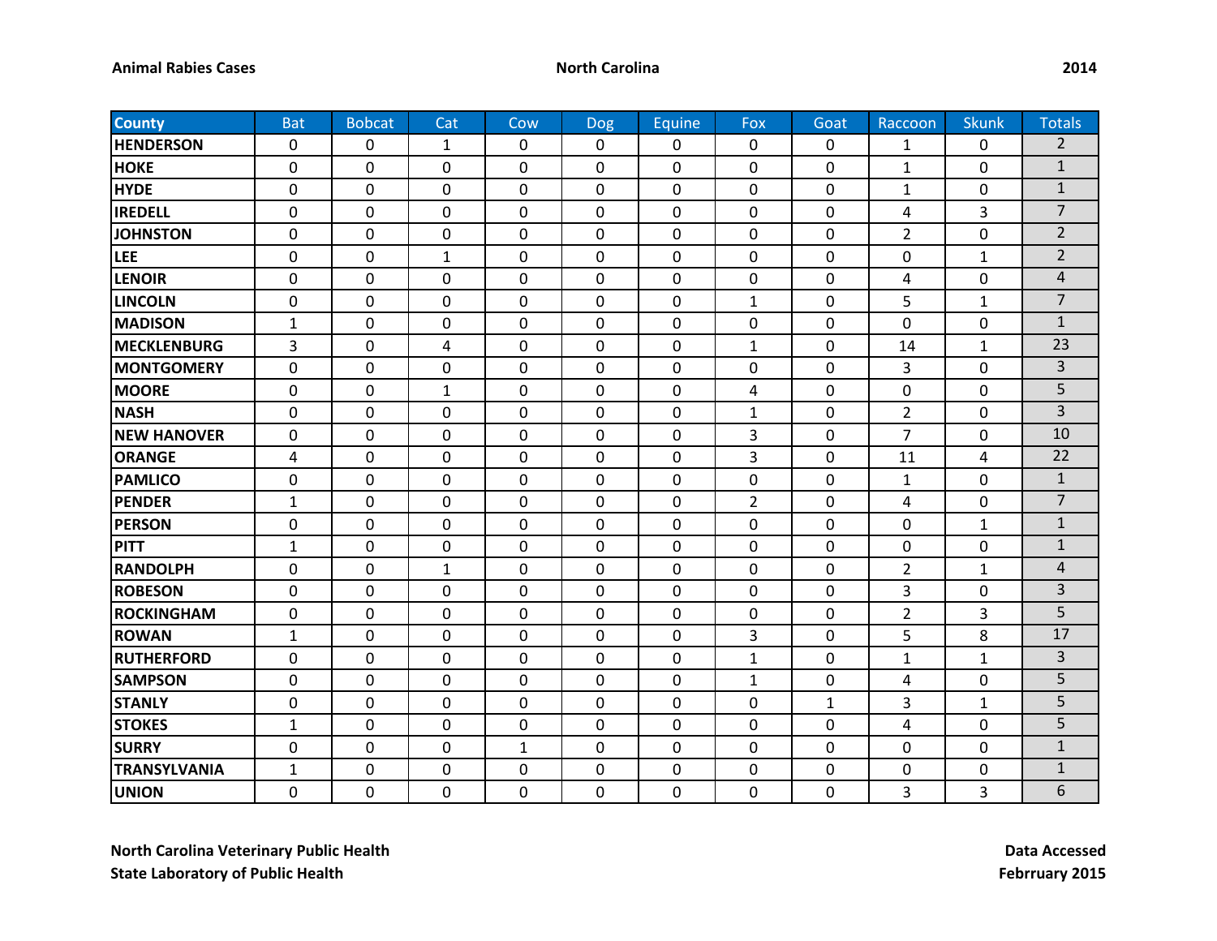**Animal Rabies Cases** **North Carolina** **2014**

| County | Bat | Bobcat | Cat | Cow | Dog | Equine | Fox | Goat | Raccoon | Skunk | Totals |
|---|---|---|---|---|---|---|---|---|---|---|---|
| HENDERSON | 0 | 0 | 1 | 0 | 0 | 0 | 0 | 0 | 1 | 0 | 2 |
| HOKE | 0 | 0 | 0 | 0 | 0 | 0 | 0 | 0 | 1 | 0 | 1 |
| HYDE | 0 | 0 | 0 | 0 | 0 | 0 | 0 | 0 | 1 | 0 | 1 |
| IREDELL | 0 | 0 | 0 | 0 | 0 | 0 | 0 | 0 | 4 | 3 | 7 |
| JOHNSTON | 0 | 0 | 0 | 0 | 0 | 0 | 0 | 0 | 2 | 0 | 2 |
| LEE | 0 | 0 | 1 | 0 | 0 | 0 | 0 | 0 | 0 | 1 | 2 |
| LENOIR | 0 | 0 | 0 | 0 | 0 | 0 | 0 | 0 | 4 | 0 | 4 |
| LINCOLN | 0 | 0 | 0 | 0 | 0 | 0 | 1 | 0 | 5 | 1 | 7 |
| MADISON | 1 | 0 | 0 | 0 | 0 | 0 | 0 | 0 | 0 | 0 | 1 |
| MECKLENBURG | 3 | 0 | 4 | 0 | 0 | 0 | 1 | 0 | 14 | 1 | 23 |
| MONTGOMERY | 0 | 0 | 0 | 0 | 0 | 0 | 0 | 0 | 3 | 0 | 3 |
| MOORE | 0 | 0 | 1 | 0 | 0 | 0 | 4 | 0 | 0 | 0 | 5 |
| NASH | 0 | 0 | 0 | 0 | 0 | 0 | 1 | 0 | 2 | 0 | 3 |
| NEW HANOVER | 0 | 0 | 0 | 0 | 0 | 0 | 3 | 0 | 7 | 0 | 10 |
| ORANGE | 4 | 0 | 0 | 0 | 0 | 0 | 3 | 0 | 11 | 4 | 22 |
| PAMLICO | 0 | 0 | 0 | 0 | 0 | 0 | 0 | 0 | 1 | 0 | 1 |
| PENDER | 1 | 0 | 0 | 0 | 0 | 0 | 2 | 0 | 4 | 0 | 7 |
| PERSON | 0 | 0 | 0 | 0 | 0 | 0 | 0 | 0 | 0 | 1 | 1 |
| PITT | 1 | 0 | 0 | 0 | 0 | 0 | 0 | 0 | 0 | 0 | 1 |
| RANDOLPH | 0 | 0 | 1 | 0 | 0 | 0 | 0 | 0 | 2 | 1 | 4 |
| ROBESON | 0 | 0 | 0 | 0 | 0 | 0 | 0 | 0 | 3 | 0 | 3 |
| ROCKINGHAM | 0 | 0 | 0 | 0 | 0 | 0 | 0 | 0 | 2 | 3 | 5 |
| ROWAN | 1 | 0 | 0 | 0 | 0 | 0 | 3 | 0 | 5 | 8 | 17 |
| RUTHERFORD | 0 | 0 | 0 | 0 | 0 | 0 | 1 | 0 | 1 | 1 | 3 |
| SAMPSON | 0 | 0 | 0 | 0 | 0 | 0 | 1 | 0 | 4 | 0 | 5 |
| STANLY | 0 | 0 | 0 | 0 | 0 | 0 | 0 | 1 | 3 | 1 | 5 |
| STOKES | 1 | 0 | 0 | 0 | 0 | 0 | 0 | 0 | 4 | 0 | 5 |
| SURRY | 0 | 0 | 0 | 1 | 0 | 0 | 0 | 0 | 0 | 0 | 1 |
| TRANSYLVANIA | 1 | 0 | 0 | 0 | 0 | 0 | 0 | 0 | 0 | 0 | 1 |
| UNION | 0 | 0 | 0 | 0 | 0 | 0 | 0 | 0 | 3 | 3 | 6 |

**North Carolina Veterinary Public Health**
**State Laboratory of Public Health**

**Data Accessed**
**Febrruary 2015**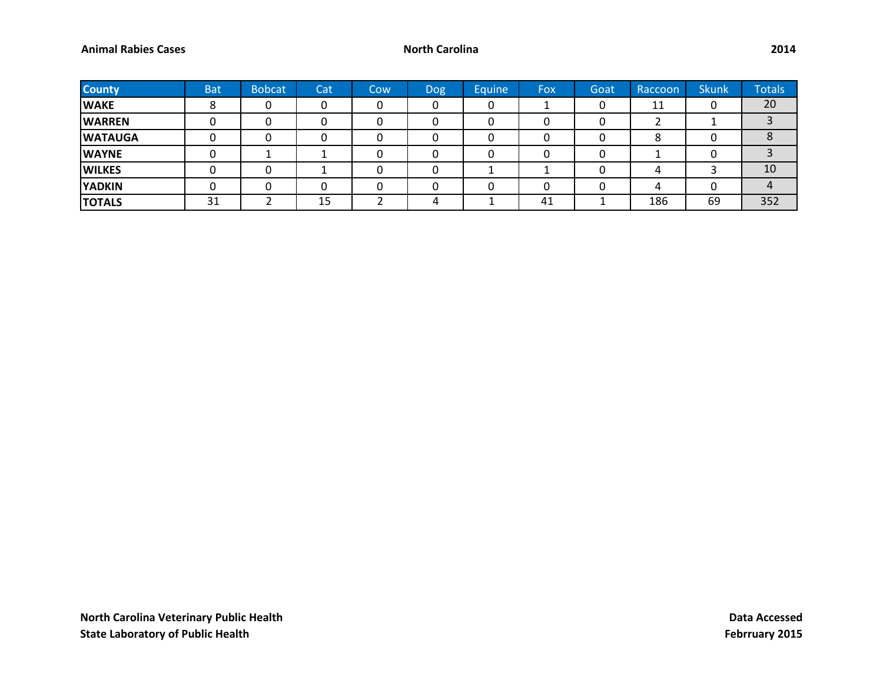**Animal Rabies Cases** **North Carolina** **2014**

| County | Bat | Bobcat | Cat | Cow | Dog | Equine | Fox | Goat | Raccoon | Skunk | Totals |
|---|---|---|---|---|---|---|---|---|---|---|---|
| **WAKE** | 8 | 0 | 0 | 0 | 0 | 0 | 1 | 0 | 11 | 0 | 20 |
| **WARREN** | 0 | 0 | 0 | 0 | 0 | 0 | 0 | 0 | 2 | 1 | 3 |
| **WATAUGA** | 0 | 0 | 0 | 0 | 0 | 0 | 0 | 0 | 8 | 0 | 8 |
| **WAYNE** | 0 | 1 | 1 | 0 | 0 | 0 | 0 | 0 | 1 | 0 | 3 |
| **WILKES** | 0 | 0 | 1 | 0 | 0 | 1 | 1 | 0 | 4 | 3 | 10 |
| **YADKIN** | 0 | 0 | 0 | 0 | 0 | 0 | 0 | 0 | 4 | 0 | 4 |
| **TOTALS** | 31 | 2 | 15 | 2 | 4 | 1 | 41 | 1 | 186 | 69 | 352 |

**North Carolina Veterinary Public Health**
**State Laboratory of Public Health**

**Data Accessed**
**Febrruary 2015**